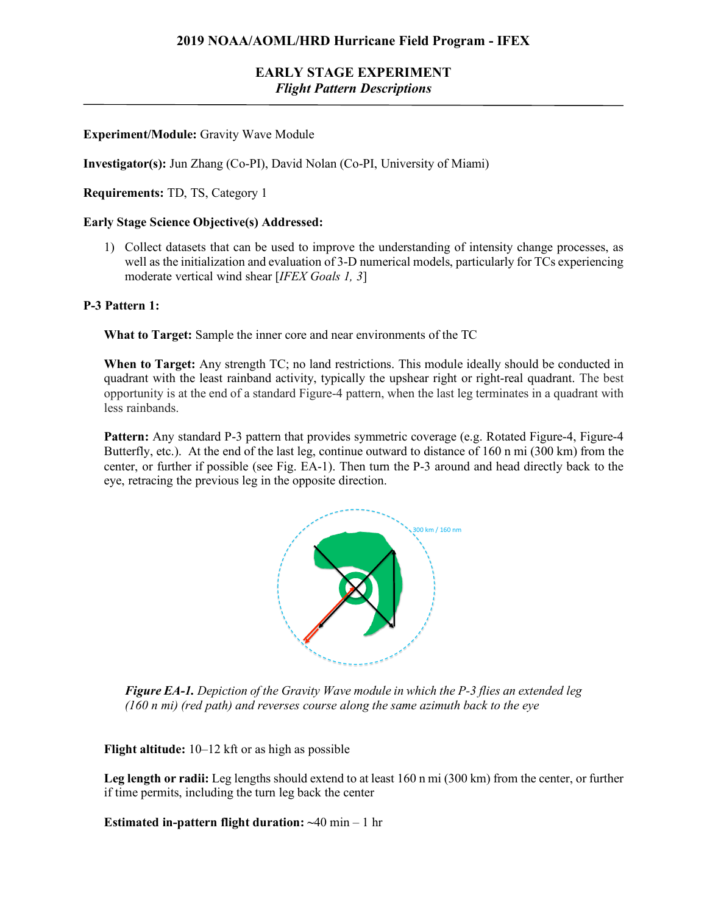## 2019 NOAA/AOML/HRD Hurricane Field Program - IFEX

### EARLY STAGE EXPERIMENT
*Flight Pattern Descriptions*

---

**Experiment/Module:** Gravity Wave Module

**Investigator(s):** Jun Zhang (Co-PI), David Nolan (Co-PI, University of Miami)

**Requirements:** TD, TS, Category 1

**Early Stage Science Objective(s) Addressed:**

1) Collect datasets that can be used to improve the understanding of intensity change processes, as well as the initialization and evaluation of 3-D numerical models, particularly for TCs experiencing moderate vertical wind shear [*IFEX Goals 1, 3*]

**P-3 Pattern 1:**

**What to Target:** Sample the inner core and near environments of the TC

**When to Target:** Any strength TC; no land restrictions. This module ideally should be conducted in quadrant with the least rainband activity, typically the upshear right or right-real quadrant. The best opportunity is at the end of a standard Figure-4 pattern, when the last leg terminates in a quadrant with less rainbands.

**Pattern:** Any standard P-3 pattern that provides symmetric coverage (e.g. Rotated Figure-4, Figure-4 Butterfly, etc.). At the end of the last leg, continue outward to distance of 160 n mi (300 km) from the center, or further if possible (see Fig. EA-1). Then turn the P-3 around and head directly back to the eye, retracing the previous leg in the opposite direction.

300 km / 160 nm

***Figure EA-1.*** *Depiction of the Gravity Wave module in which the P-3 flies an extended leg (160 n mi) (red path) and reverses course along the same azimuth back to the eye*

**Flight altitude:** 10–12 kft or as high as possible

**Leg length or radii:** Leg lengths should extend to at least 160 n mi (300 km) from the center, or further if time permits, including the turn leg back the center

**Estimated in-pattern flight duration:** ~40 min – 1 hr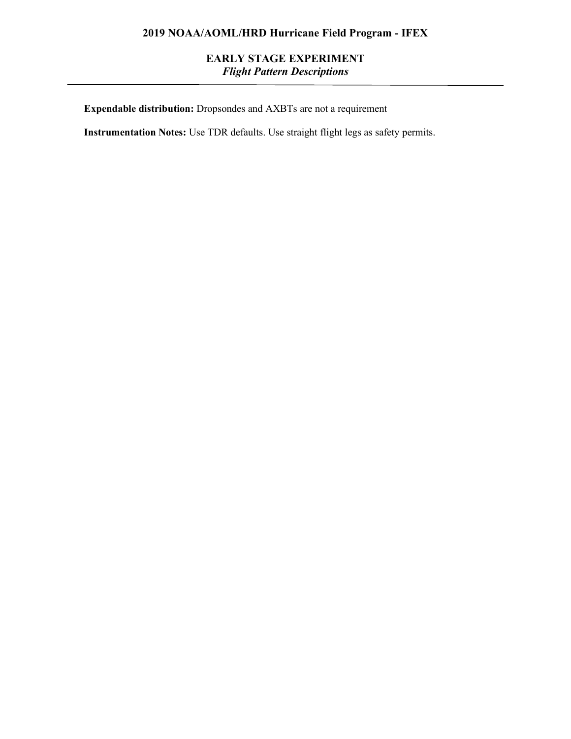**Expendable distribution:** Dropsondes and AXBTs are not a requirement

**Instrumentation Notes:** Use TDR defaults. Use straight flight legs as safety permits.